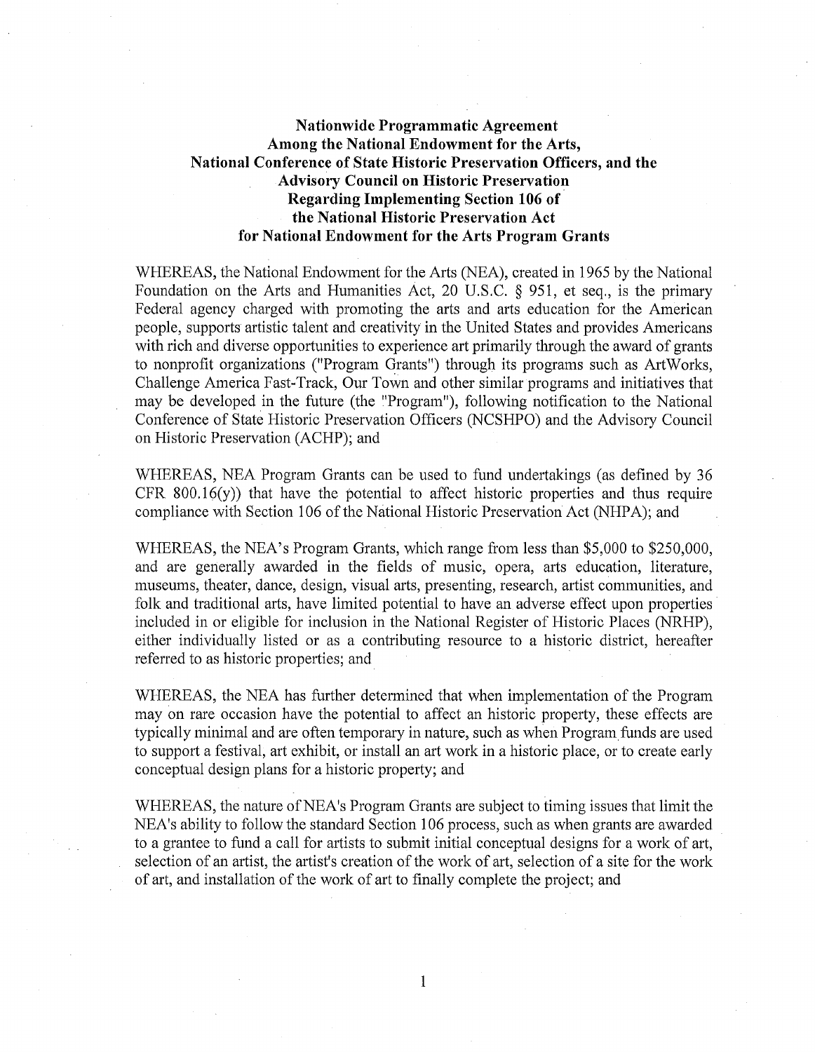# Nationwide Programmatic Agreement Among the National Endowment for the Arts, National Conference of State Historic Preservation Officers, and the Advisory Council on Historic Preservation Regarding Implementing Section 106 of the National Historic Preservation Act for National Endowment for the Arts Program Grants

WHEREAS, the National Endowment for the Arts (NEA), created in 1965 by the National Foundation on the Arts and Humanities Act, 20 U.S.C. § 951, et seq., is the primary Federal agency charged with promoting the arts and arts education for the American people, supports artistic talent and creativity in the United States and provides Americans with rich and diverse opportunities to experience art primarily through the award of grants to nonprofit organizations ("Program Grants") through its programs such as ArtWorks, Challenge America Fast-Track, Our Town and other similar programs and initiatives that may be developed in the future (the "Program"), following notification to the National Conference of State Historic Preservation Officers (NCSHPO) and the Advisory Council on Historic Preservation (ACHP); and

WHEREAS, NEA Program Grants can be used to fund undertakings (as defined by 36 CFR 800.16(y)) that have the potential to affect historic properties and thus require compliance with Section 106 of the National Historic Preservation Act (NHPA); and

WHEREAS, the NEA's Program Grants, which range from less than $5,000 to $250,000, and are generally awarded in the fields of music, opera, arts education, literature, museums, theater, dance, design, visual arts, presenting, research, artist communities, and folk and traditional arts, have limited potential to have an adverse effect upon properties included in or eligible for inclusion in the National Register of Historic Places (NRHP), either individually listed or as a contributing resource to a historic district, hereafter referred to as historic properties; and

WHEREAS, the NEA has further determined that when implementation of the Program may on rare occasion have the potential to affect an historic property, these effects are typically minimal and are often temporary in nature, such as when Program funds are used to support a festival, art exhibit, or install an art work in a historic place, or to create early conceptual design plans for a historic property; and

WHEREAS, the nature of NEA's Program Grants are subject to timing issues that limit the NEA's ability to follow the standard Section 106 process, such as when grants are awarded to a grantee to fund a call for artists to submit initial conceptual designs for a work of art, selection of an artist, the artist's creation of the work of art, selection of a site for the work of art, and installation of the work of art to finally complete the project; and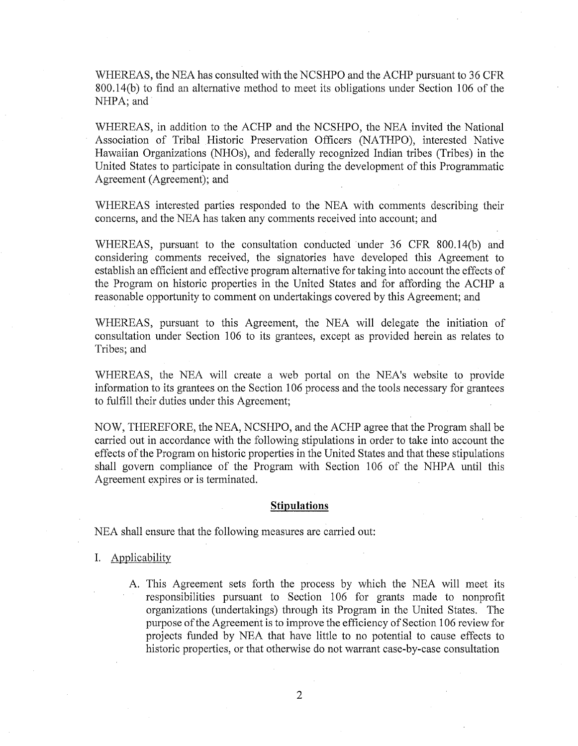WHEREAS, the NEA has consulted with the NCSHPO and the ACHP pursuant to 36 CFR 800.14(b) to find an alternative method to meet its obligations under Section 106 of the NHPA; and

WHEREAS, in addition to the ACHP and the NCSHPO, the NEA invited the National Association of Tribal Historic Preservation Officers (NATHPO), interested Native Hawaiian Organizations (NHOs), and federally recognized Indian tribes (Tribes) in the United States to participate in consultation during the development of this Programmatic Agreement (Agreement); and

WHEREAS interested parties responded to the NEA with comments describing their concerns, and the NEA has taken any comments received into account; and

WHEREAS, pursuant to the consultation conducted under 36 CFR 800.14(b) and considering comments received, the signatories have developed this Agreement to establish an efficient and effective program alternative for taking into account the effects of the Program on historic properties in the United States and for affording the ACHP a reasonable opportunity to comment on undertakings covered by this Agreement; and

WHEREAS, pursuant to this Agreement, the NEA will delegate the initiation of consultation under Section 106 to its grantees, except as provided herein as relates to Tribes; and

WHEREAS, the NEA will create a web portal on the NEA's website to provide information to its grantees on the Section 106 process and the tools necessary for grantees to fulfill their duties under this Agreement;

NOW, THEREFORE, the NEA, NCSHPO, and the ACHP agree that the Program shall be carried out in accordance with the following stipulations in order to take into account the effects of the Program on historic properties in the United States and that these stipulations shall govern compliance of the Program with Section 106 of the NHPA until this Agreement expires or is terminated.

## Stipulations

NEA shall ensure that the following measures are carried out:

I. Applicability

A. This Agreement sets forth the process by which the NEA will meet its responsibilities pursuant to Section 106 for grants made to nonprofit organizations (undertakings) through its Program in the United States. The purpose of the Agreement is to improve the efficiency of Section 106 review for projects funded by NEA that have little to no potential to cause effects to historic properties, or that otherwise do not warrant case-by-case consultation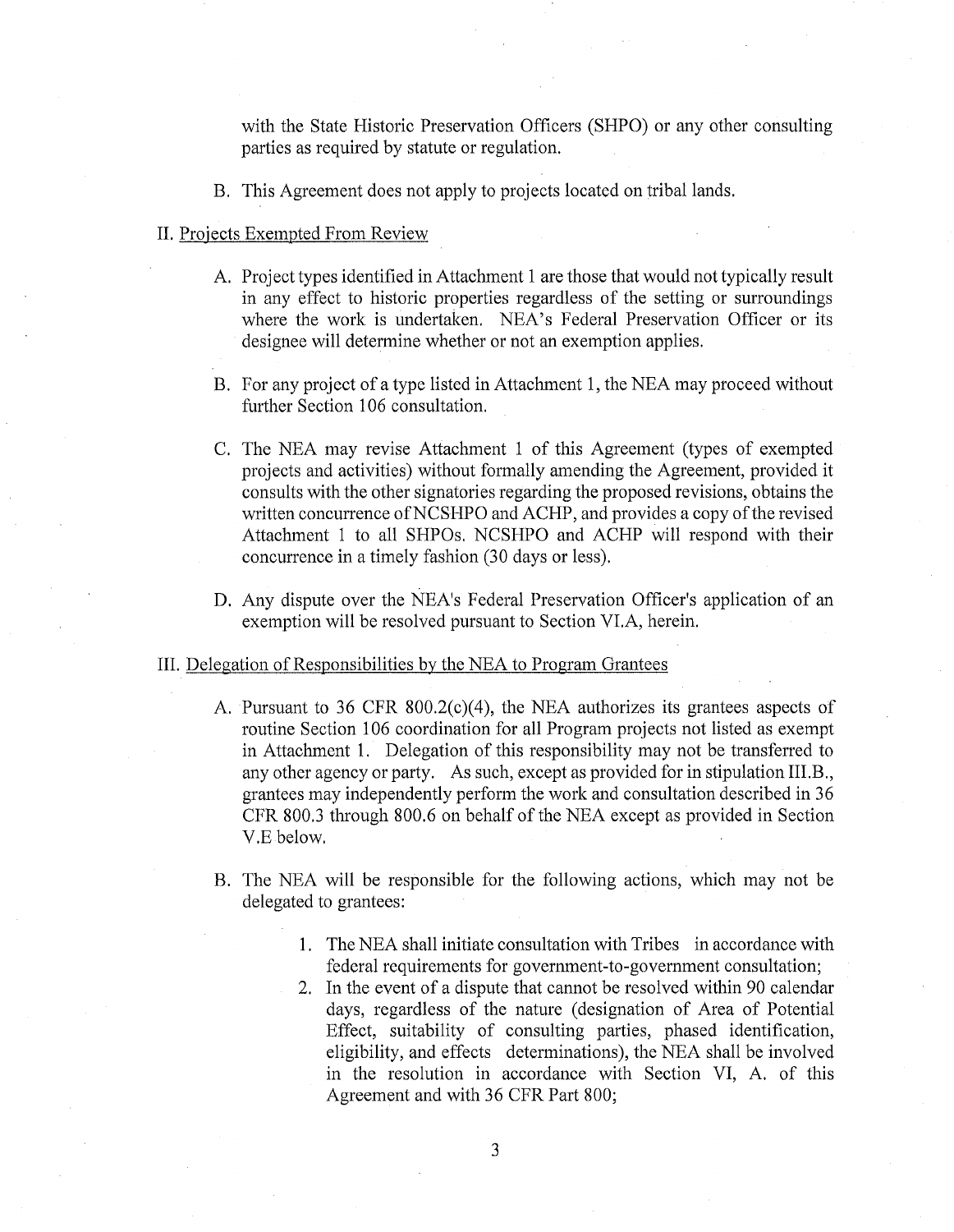with the State Historic Preservation Officers (SHPO) or any other consulting parties as required by statute or regulation.

B. This Agreement does not apply to projects located on tribal lands.

II. Projects Exempted From Review

A. Project types identified in Attachment 1 are those that would not typically result in any effect to historic properties regardless of the setting or surroundings where the work is undertaken. NEA's Federal Preservation Officer or its designee will determine whether or not an exemption applies.

B. For any project of a type listed in Attachment 1, the NEA may proceed without further Section 106 consultation.

C. The NEA may revise Attachment 1 of this Agreement (types of exempted projects and activities) without formally amending the Agreement, provided it consults with the other signatories regarding the proposed revisions, obtains the written concurrence of NCSHPO and ACHP, and provides a copy of the revised Attachment 1 to all SHPOs. NCSHPO and ACHP will respond with their concurrence in a timely fashion (30 days or less).

D. Any dispute over the NEA's Federal Preservation Officer's application of an exemption will be resolved pursuant to Section VI.A, herein.

III. Delegation of Responsibilities by the NEA to Program Grantees

A. Pursuant to 36 CFR 800.2(c)(4), the NEA authorizes its grantees aspects of routine Section 106 coordination for all Program projects not listed as exempt in Attachment 1. Delegation of this responsibility may not be transferred to any other agency or party. As such, except as provided for in stipulation III.B., grantees may independently perform the work and consultation described in 36 CFR 800.3 through 800.6 on behalf of the NEA except as provided in Section V.E below.

B. The NEA will be responsible for the following actions, which may not be delegated to grantees:

1. The NEA shall initiate consultation with Tribes in accordance with federal requirements for government-to-government consultation;
2. In the event of a dispute that cannot be resolved within 90 calendar days, regardless of the nature (designation of Area of Potential Effect, suitability of consulting parties, phased identification, eligibility, and effects determinations), the NEA shall be involved in the resolution in accordance with Section VI, A. of this Agreement and with 36 CFR Part 800;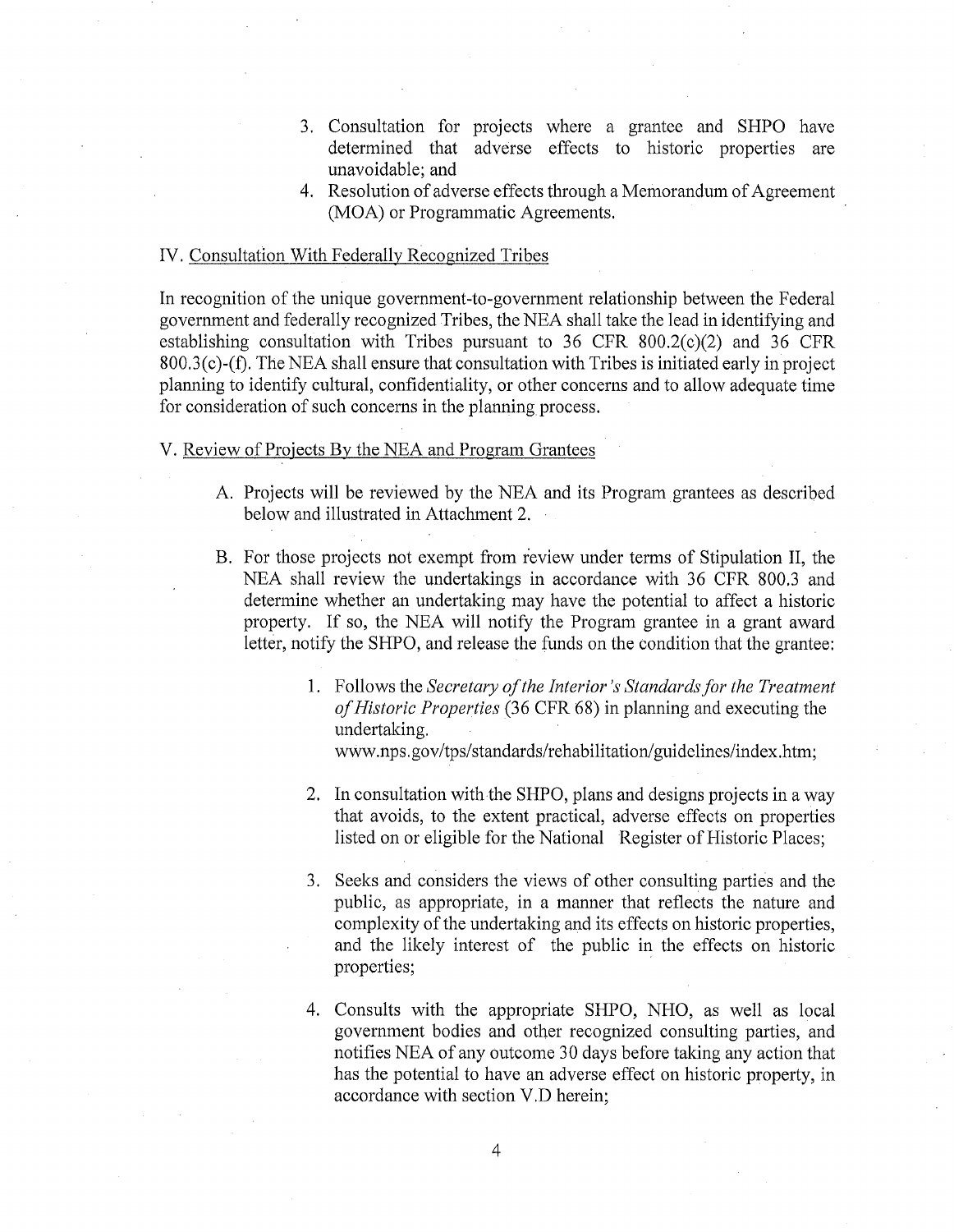3. Consultation for projects where a grantee and SHPO have determined that adverse effects to historic properties are unavoidable; and
4. Resolution of adverse effects through a Memorandum of Agreement (MOA) or Programmatic Agreements.

IV. Consultation With Federally Recognized Tribes

In recognition of the unique government-to-government relationship between the Federal government and federally recognized Tribes, the NEA shall take the lead in identifying and establishing consultation with Tribes pursuant to 36 CFR 800.2(c)(2) and 36 CFR 800.3(c)-(f). The NEA shall ensure that consultation with Tribes is initiated early in project planning to identify cultural, confidentiality, or other concerns and to allow adequate time for consideration of such concerns in the planning process.

V. Review of Projects By the NEA and Program Grantees

A. Projects will be reviewed by the NEA and its Program grantees as described below and illustrated in Attachment 2.

B. For those projects not exempt from review under terms of Stipulation II, the NEA shall review the undertakings in accordance with 36 CFR 800.3 and determine whether an undertaking may have the potential to affect a historic property. If so, the NEA will notify the Program grantee in a grant award letter, notify the SHPO, and release the funds on the condition that the grantee:

1. Follows the *Secretary of the Interior's Standards for the Treatment of Historic Properties* (36 CFR 68) in planning and executing the undertaking. www.nps.gov/tps/standards/rehabilitation/guidelines/index.htm;

2. In consultation with the SHPO, plans and designs projects in a way that avoids, to the extent practical, adverse effects on properties listed on or eligible for the National Register of Historic Places;

3. Seeks and considers the views of other consulting parties and the public, as appropriate, in a manner that reflects the nature and complexity of the undertaking and its effects on historic properties, and the likely interest of the public in the effects on historic properties;

4. Consults with the appropriate SHPO, NHO, as well as local government bodies and other recognized consulting parties, and notifies NEA of any outcome 30 days before taking any action that has the potential to have an adverse effect on historic property, in accordance with section V.D herein;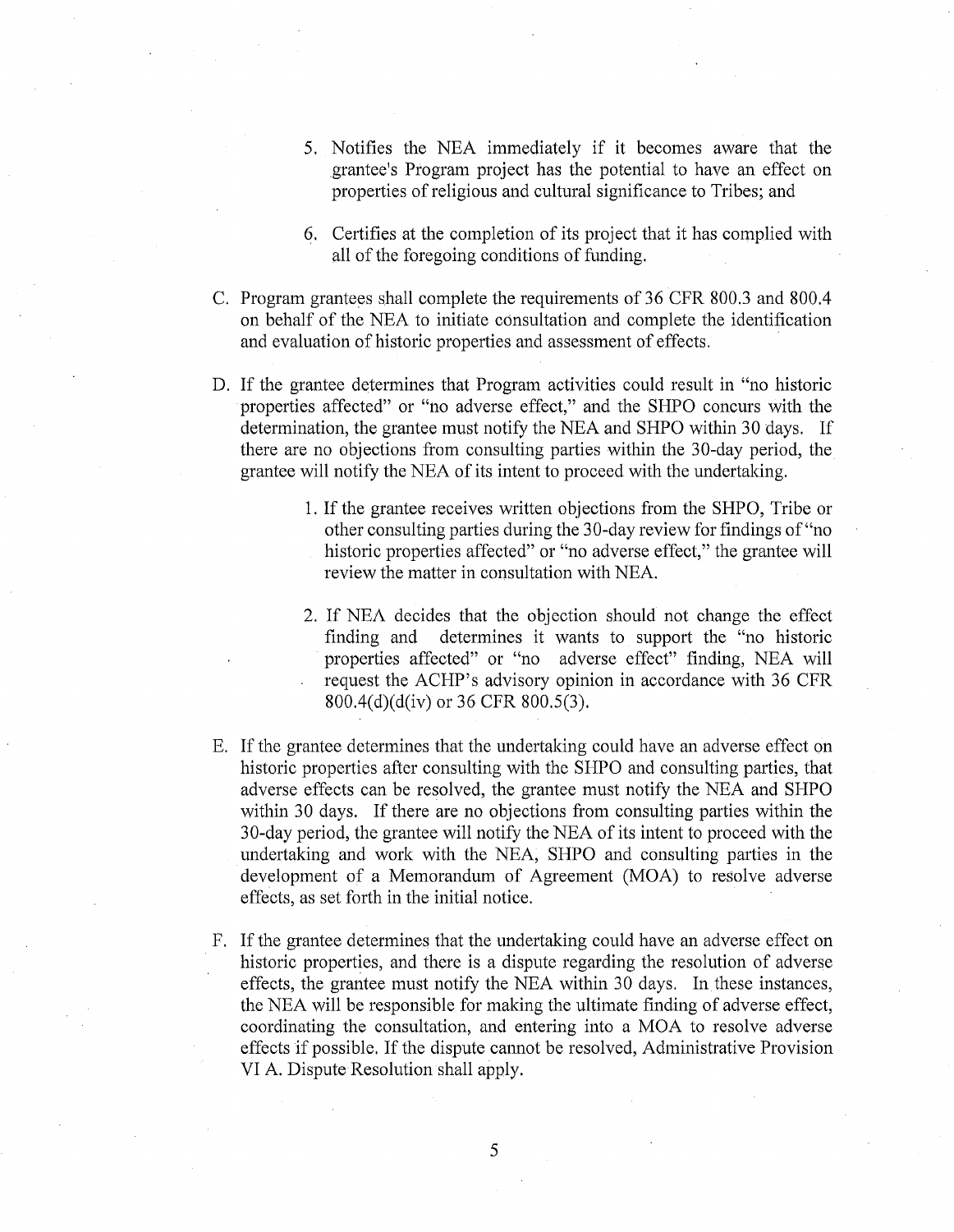5. Notifies the NEA immediately if it becomes aware that the grantee's Program project has the potential to have an effect on properties of religious and cultural significance to Tribes; and

6. Certifies at the completion of its project that it has complied with all of the foregoing conditions of funding.

C. Program grantees shall complete the requirements of 36 CFR 800.3 and 800.4 on behalf of the NEA to initiate consultation and complete the identification and evaluation of historic properties and assessment of effects.

D. If the grantee determines that Program activities could result in "no historic properties affected" or "no adverse effect," and the SHPO concurs with the determination, the grantee must notify the NEA and SHPO within 30 days. If there are no objections from consulting parties within the 30-day period, the grantee will notify the NEA of its intent to proceed with the undertaking.

1. If the grantee receives written objections from the SHPO, Tribe or other consulting parties during the 30-day review for findings of "no historic properties affected" or "no adverse effect," the grantee will review the matter in consultation with NEA.

2. If NEA decides that the objection should not change the effect finding and determines it wants to support the "no historic properties affected" or "no adverse effect" finding, NEA will request the ACHP's advisory opinion in accordance with 36 CFR 800.4(d)(d(iv) or 36 CFR 800.5(3).

E. If the grantee determines that the undertaking could have an adverse effect on historic properties after consulting with the SHPO and consulting parties, that adverse effects can be resolved, the grantee must notify the NEA and SHPO within 30 days. If there are no objections from consulting parties within the 30-day period, the grantee will notify the NEA of its intent to proceed with the undertaking and work with the NEA, SHPO and consulting parties in the development of a Memorandum of Agreement (MOA) to resolve adverse effects, as set forth in the initial notice.

F. If the grantee determines that the undertaking could have an adverse effect on historic properties, and there is a dispute regarding the resolution of adverse effects, the grantee must notify the NEA within 30 days. In these instances, the NEA will be responsible for making the ultimate finding of adverse effect, coordinating the consultation, and entering into a MOA to resolve adverse effects if possible. If the dispute cannot be resolved, Administrative Provision VI A. Dispute Resolution shall apply.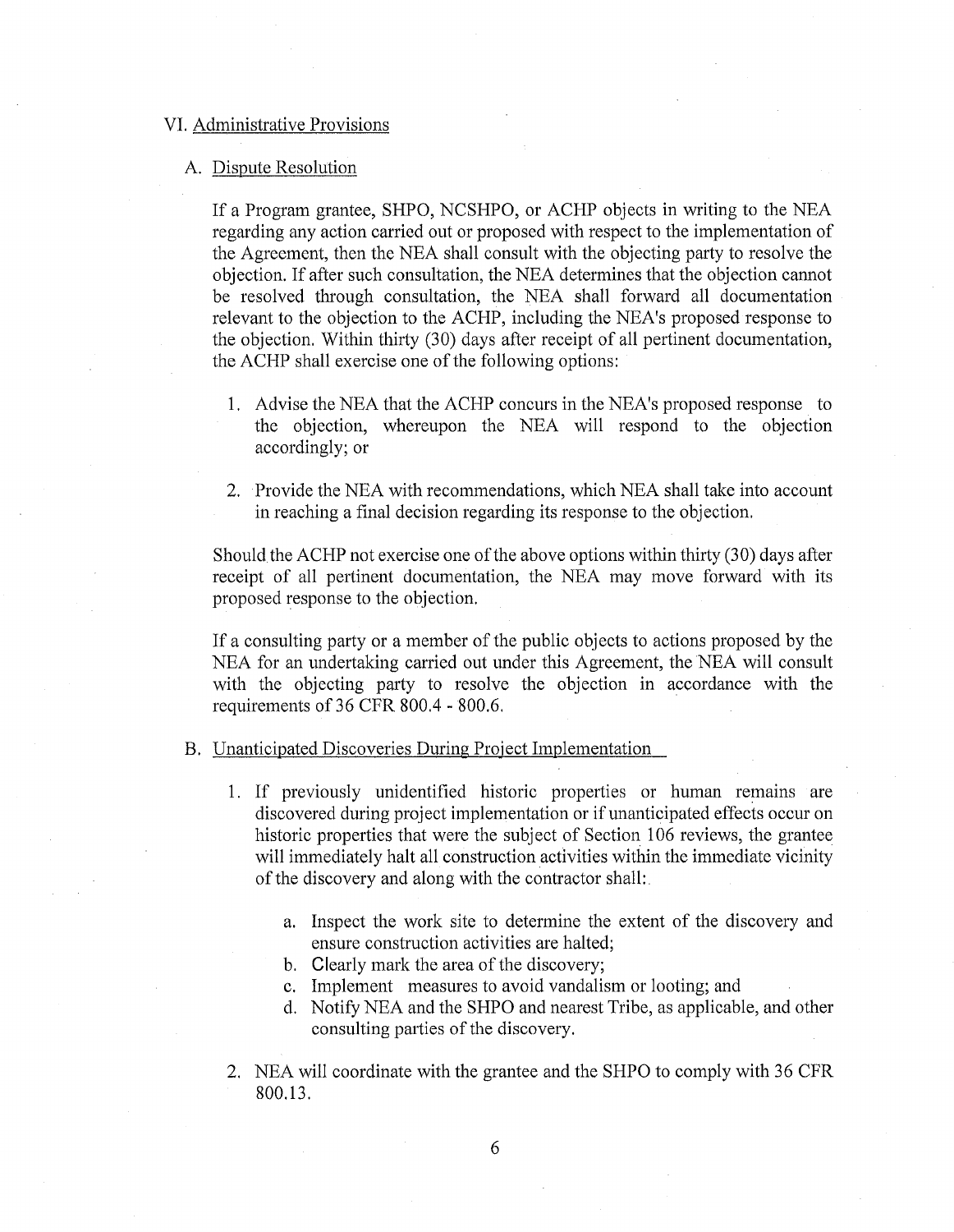## VI. Administrative Provisions

### A. Dispute Resolution

If a Program grantee, SHPO, NCSHPO, or ACHP objects in writing to the NEA regarding any action carried out or proposed with respect to the implementation of the Agreement, then the NEA shall consult with the objecting party to resolve the objection. If after such consultation, the NEA determines that the objection cannot be resolved through consultation, the NEA shall forward all documentation relevant to the objection to the ACHP, including the NEA's proposed response to the objection. Within thirty (30) days after receipt of all pertinent documentation, the ACHP shall exercise one of the following options:

1. Advise the NEA that the ACHP concurs in the NEA's proposed response to the objection, whereupon the NEA will respond to the objection accordingly; or

2. Provide the NEA with recommendations, which NEA shall take into account in reaching a final decision regarding its response to the objection.

Should the ACHP not exercise one of the above options within thirty (30) days after receipt of all pertinent documentation, the NEA may move forward with its proposed response to the objection.

If a consulting party or a member of the public objects to actions proposed by the NEA for an undertaking carried out under this Agreement, the NEA will consult with the objecting party to resolve the objection in accordance with the requirements of 36 CFR 800.4 - 800.6.

### B. Unanticipated Discoveries During Project Implementation

1. If previously unidentified historic properties or human remains are discovered during project implementation or if unanticipated effects occur on historic properties that were the subject of Section 106 reviews, the grantee will immediately halt all construction activities within the immediate vicinity of the discovery and along with the contractor shall:

   a. Inspect the work site to determine the extent of the discovery and ensure construction activities are halted;
   b. Clearly mark the area of the discovery;
   c. Implement measures to avoid vandalism or looting; and
   d. Notify NEA and the SHPO and nearest Tribe, as applicable, and other consulting parties of the discovery.

2. NEA will coordinate with the grantee and the SHPO to comply with 36 CFR 800.13.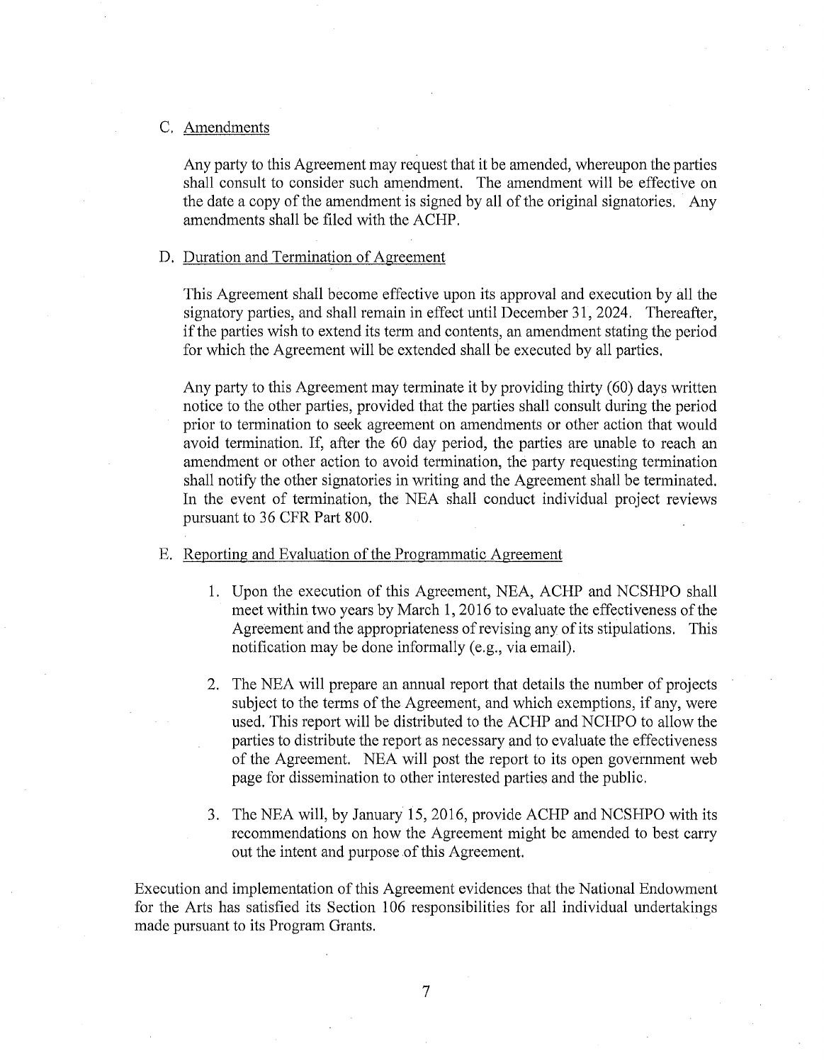C. Amendments

Any party to this Agreement may request that it be amended, whereupon the parties shall consult to consider such amendment. The amendment will be effective on the date a copy of the amendment is signed by all of the original signatories. Any amendments shall be filed with the ACHP.

D. Duration and Termination of Agreement

This Agreement shall become effective upon its approval and execution by all the signatory parties, and shall remain in effect until December 31, 2024. Thereafter, if the parties wish to extend its term and contents, an amendment stating the period for which the Agreement will be extended shall be executed by all parties.

Any party to this Agreement may terminate it by providing thirty (60) days written notice to the other parties, provided that the parties shall consult during the period prior to termination to seek agreement on amendments or other action that would avoid termination. If, after the 60 day period, the parties are unable to reach an amendment or other action to avoid termination, the party requesting termination shall notify the other signatories in writing and the Agreement shall be terminated. In the event of termination, the NEA shall conduct individual project reviews pursuant to 36 CFR Part 800.

E. Reporting and Evaluation of the Programmatic Agreement

1. Upon the execution of this Agreement, NEA, ACHP and NCSHPO shall meet within two years by March 1, 2016 to evaluate the effectiveness of the Agreement and the appropriateness of revising any of its stipulations. This notification may be done informally (e.g., via email).

2. The NEA will prepare an annual report that details the number of projects subject to the terms of the Agreement, and which exemptions, if any, were used. This report will be distributed to the ACHP and NCHPO to allow the parties to distribute the report as necessary and to evaluate the effectiveness of the Agreement. NEA will post the report to its open government web page for dissemination to other interested parties and the public.

3. The NEA will, by January 15, 2016, provide ACHP and NCSHPO with its recommendations on how the Agreement might be amended to best carry out the intent and purpose of this Agreement.

Execution and implementation of this Agreement evidences that the National Endowment for the Arts has satisfied its Section 106 responsibilities for all individual undertakings made pursuant to its Program Grants.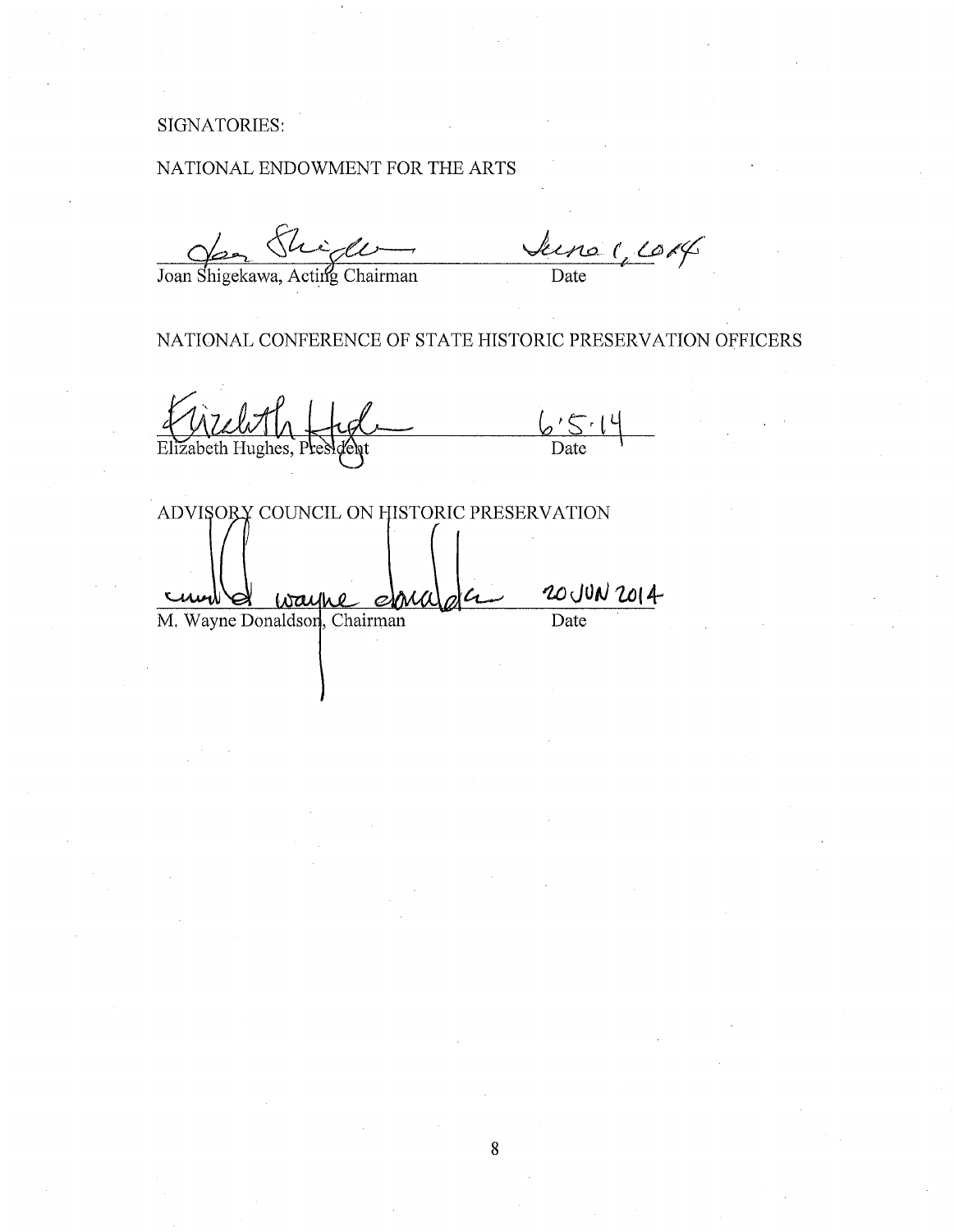SIGNATORIES:

NATIONAL ENDOWMENT FOR THE ARTS

Joan Shigekawa, Acting Chairman — Date: June 1, 2014

NATIONAL CONFERENCE OF STATE HISTORIC PRESERVATION OFFICERS

Elizabeth Hughes, President — Date: 6.5.14

ADVISORY COUNCIL ON HISTORIC PRESERVATION

M. Wayne Donaldson, Chairman — Date: 20 JUN 2014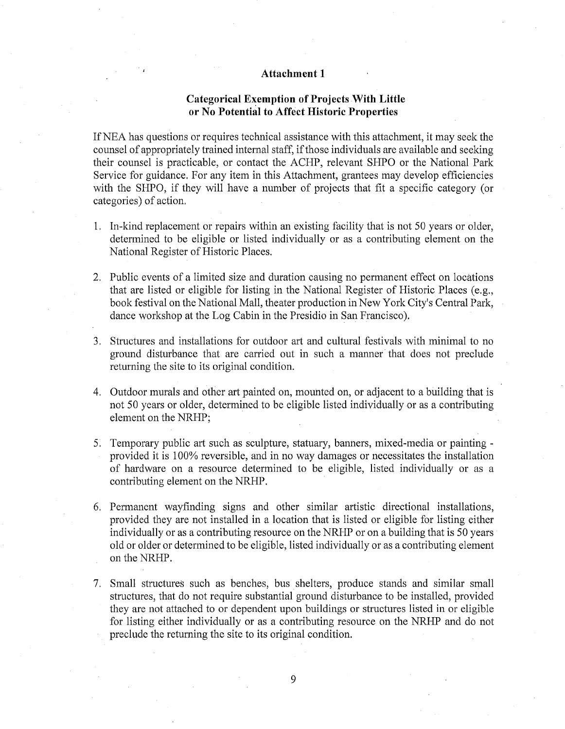# Attachment 1

## Categorical Exemption of Projects With Little or No Potential to Affect Historic Properties

If NEA has questions or requires technical assistance with this attachment, it may seek the counsel of appropriately trained internal staff, if those individuals are available and seeking their counsel is practicable, or contact the ACHP, relevant SHPO or the National Park Service for guidance. For any item in this Attachment, grantees may develop efficiencies with the SHPO, if they will have a number of projects that fit a specific category (or categories) of action.

1. In-kind replacement or repairs within an existing facility that is not 50 years or older, determined to be eligible or listed individually or as a contributing element on the National Register of Historic Places.

2. Public events of a limited size and duration causing no permanent effect on locations that are listed or eligible for listing in the National Register of Historic Places (e.g., book festival on the National Mall, theater production in New York City's Central Park, dance workshop at the Log Cabin in the Presidio in San Francisco).

3. Structures and installations for outdoor art and cultural festivals with minimal to no ground disturbance that are carried out in such a manner that does not preclude returning the site to its original condition.

4. Outdoor murals and other art painted on, mounted on, or adjacent to a building that is not 50 years or older, determined to be eligible listed individually or as a contributing element on the NRHP;

5. Temporary public art such as sculpture, statuary, banners, mixed-media or painting - provided it is 100% reversible, and in no way damages or necessitates the installation of hardware on a resource determined to be eligible, listed individually or as a contributing element on the NRHP.

6. Permanent wayfinding signs and other similar artistic directional installations, provided they are not installed in a location that is listed or eligible for listing either individually or as a contributing resource on the NRHP or on a building that is 50 years old or older or determined to be eligible, listed individually or as a contributing element on the NRHP.

7. Small structures such as benches, bus shelters, produce stands and similar small structures, that do not require substantial ground disturbance to be installed, provided they are not attached to or dependent upon buildings or structures listed in or eligible for listing either individually or as a contributing resource on the NRHP and do not preclude the returning the site to its original condition.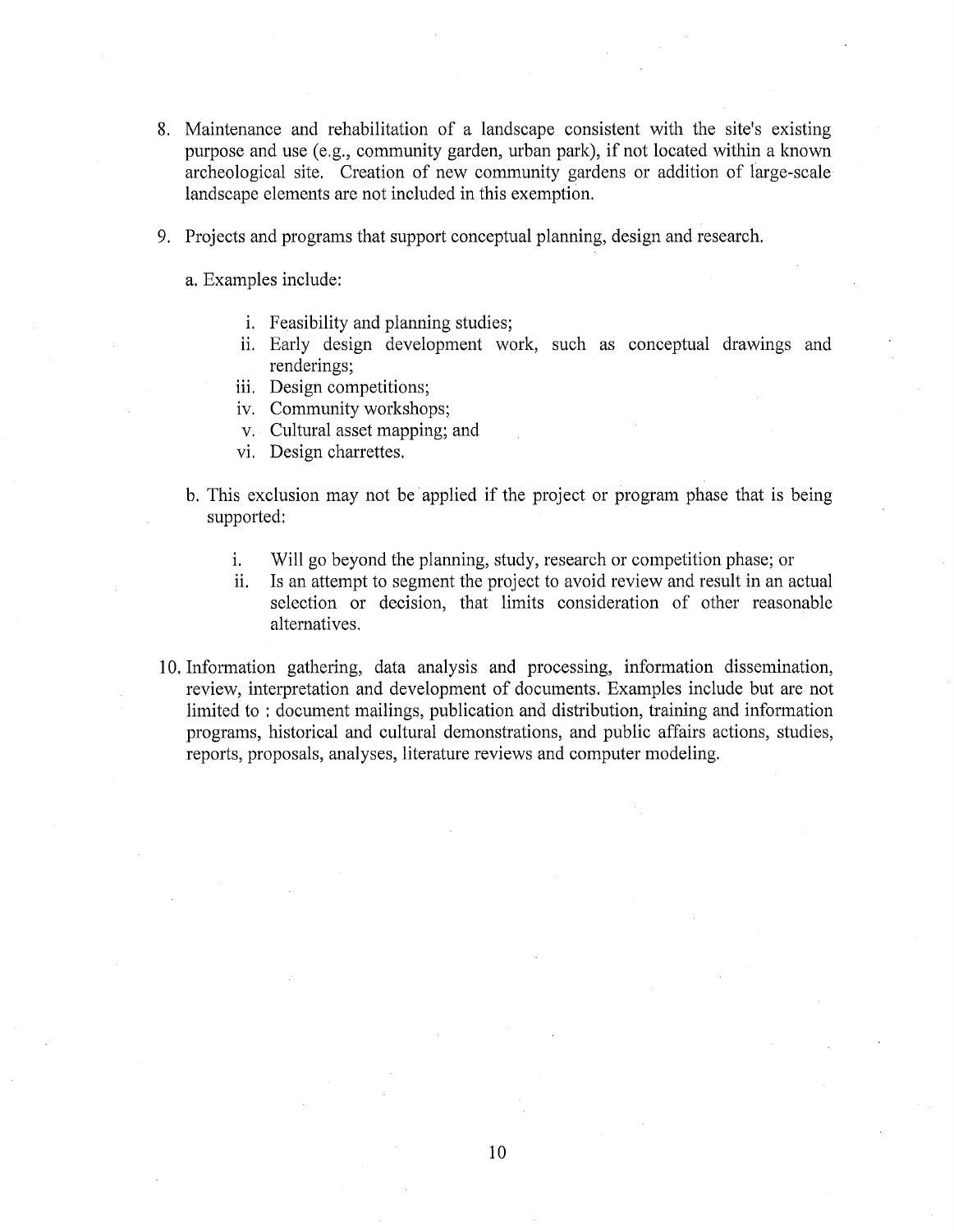8. Maintenance and rehabilitation of a landscape consistent with the site's existing purpose and use (e.g., community garden, urban park), if not located within a known archeological site. Creation of new community gardens or addition of large-scale landscape elements are not included in this exemption.

9. Projects and programs that support conceptual planning, design and research.

   a. Examples include:

      i. Feasibility and planning studies;
      ii. Early design development work, such as conceptual drawings and renderings;
      iii. Design competitions;
      iv. Community workshops;
      v. Cultural asset mapping; and
      vi. Design charrettes.

   b. This exclusion may not be applied if the project or program phase that is being supported:

      i. Will go beyond the planning, study, research or competition phase; or
      ii. Is an attempt to segment the project to avoid review and result in an actual selection or decision, that limits consideration of other reasonable alternatives.

10. Information gathering, data analysis and processing, information dissemination, review, interpretation and development of documents. Examples include but are not limited to : document mailings, publication and distribution, training and information programs, historical and cultural demonstrations, and public affairs actions, studies, reports, proposals, analyses, literature reviews and computer modeling.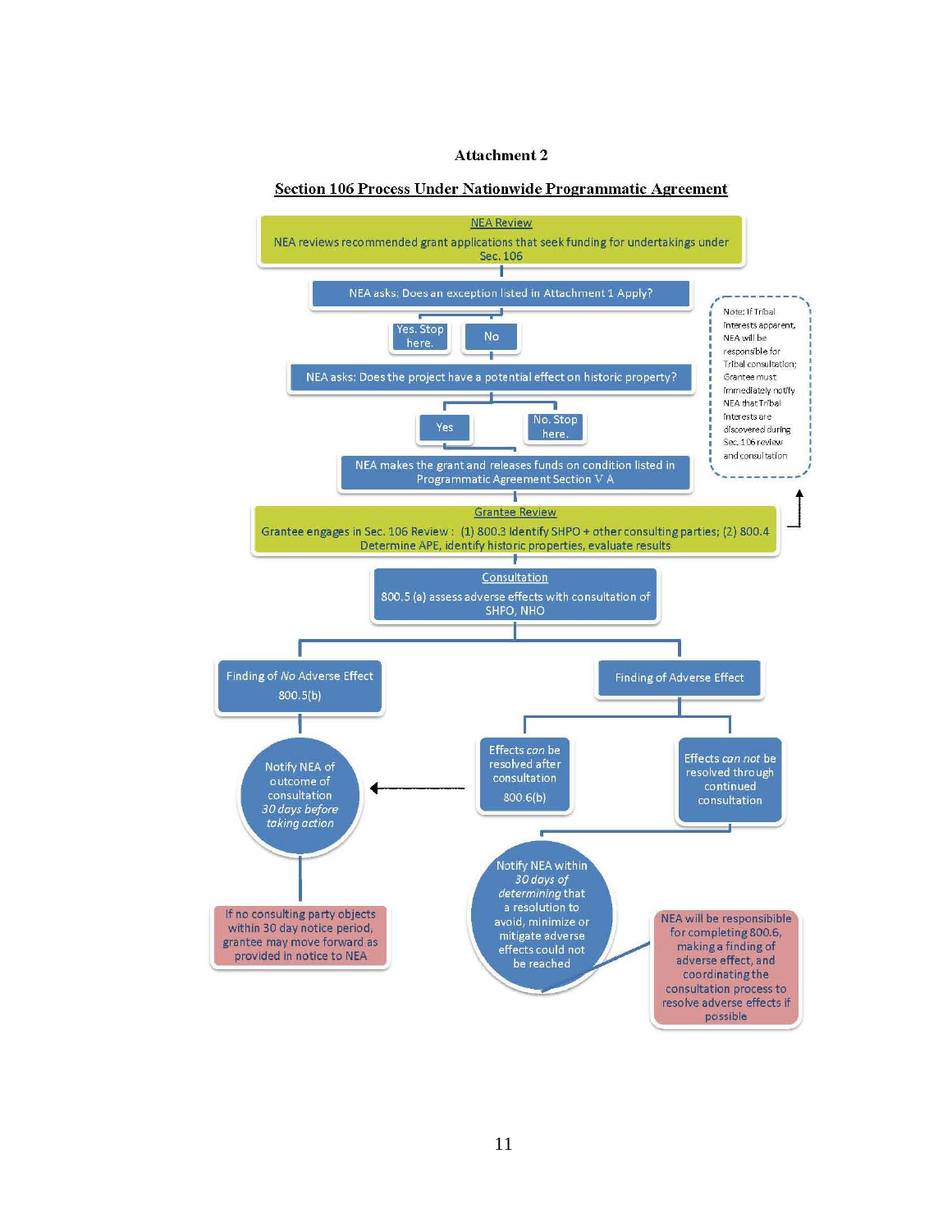# Attachment 2

## Section 106 Process Under Nationwide Programmatic Agreement

NEA Review

NEA reviews recommended grant applications that seek funding for undertakings under Sec. 106

NEA asks: Does an exception listed in Attachment 1 Apply?

Yes. Stop here.

No

NEA asks: Does the project have a potential effect on historic property?

Yes

No. Stop here.

NEA makes the grant and releases funds on condition listed in Programmatic Agreement Section V A

Note: If Tribal interests apparent, NEA will be responsible for Tribal consultation; Grantee must immediately notify NEA that Tribal interests are discovered during Sec. 106 review and consultation

Grantee Review

Grantee engages in Sec. 106 Review : (1) 800.3 Identify SHPO + other consulting parties; (2) 800.4 Determine APE, identify historic properties, evaluate results

Consultation

800.5 (a) assess adverse effects with consultation of SHPO, NHO

Finding of *No* Adverse Effect 800.5(b)

Finding of Adverse Effect

Effects *can* be resolved after consultation 800.6(b)

Effects *can not* be resolved through continued consultation

Notify NEA of outcome of consultation *30 days before taking action*

If no consulting party objects within 30 day notice period, grantee may move forward as provided in notice to NEA

Notify NEA within *30 days of determining* that a resolution to avoid, minimize or mitigate adverse effects could not be reached

NEA will be responsibible for completing 800.6, making a finding of adverse effect, and coordinating the consultation process to resolve adverse effects if possible